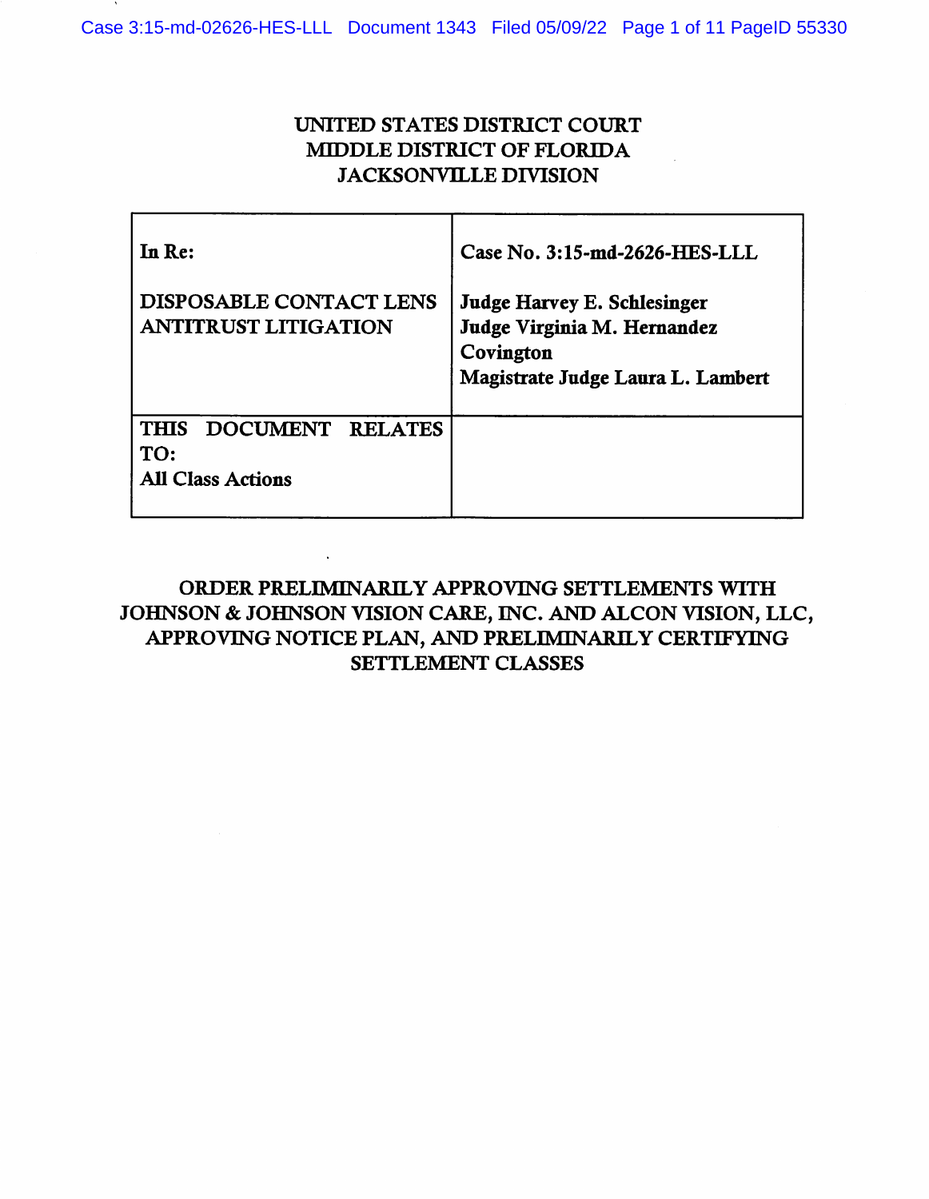UNITED STATES DISTRICT COURT
MIDDLE DISTRICT OF FLORIDA
JACKSONVILLE DIVISION

| | |
|---|---|
| **In Re:**<br><br>**DISPOSABLE CONTACT LENS ANTITRUST LITIGATION** | **Case No. 3:15-md-2626-HES-LLL**<br><br>**Judge Harvey E. Schlesinger**<br>**Judge Virginia M. Hernandez Covington**<br>**Magistrate Judge Laura L. Lambert** |
| **THIS DOCUMENT RELATES TO:**<br>**All Class Actions** | |

**ORDER PRELIMINARILY APPROVING SETTLEMENTS WITH JOHNSON & JOHNSON VISION CARE, INC. AND ALCON VISION, LLC, APPROVING NOTICE PLAN, AND PRELIMINARILY CERTIFYING SETTLEMENT CLASSES**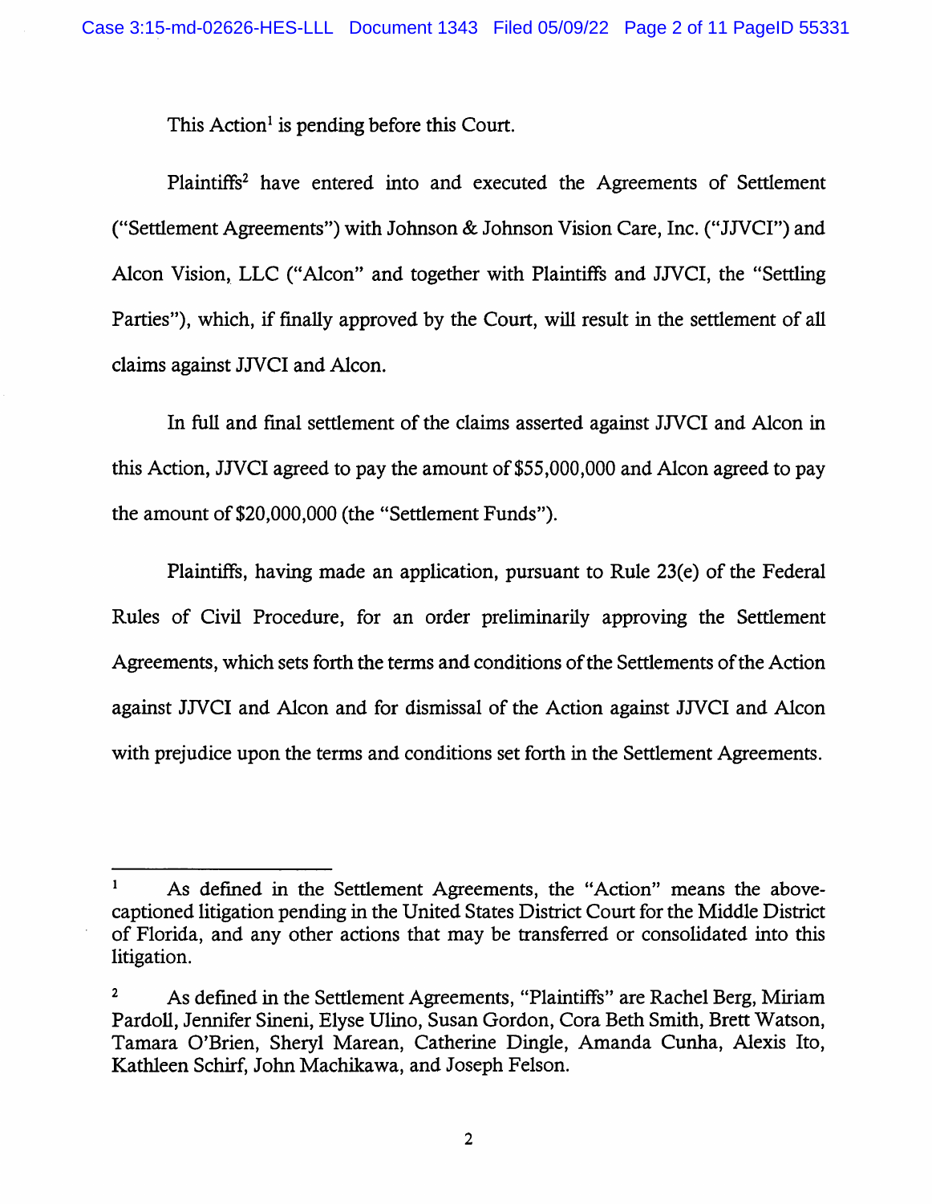This Action[1] is pending before this Court.

Plaintiffs[2] have entered into and executed the Agreements of Settlement ("Settlement Agreements") with Johnson & Johnson Vision Care, Inc. ("JJVCI") and Alcon Vision, LLC ("Alcon" and together with Plaintiffs and JJVCI, the "Settling Parties"), which, if finally approved by the Court, will result in the settlement of all claims against JJVCI and Alcon.

In full and final settlement of the claims asserted against JJVCI and Alcon in this Action, JJVCI agreed to pay the amount of $55,000,000 and Alcon agreed to pay the amount of $20,000,000 (the "Settlement Funds").

Plaintiffs, having made an application, pursuant to Rule 23(e) of the Federal Rules of Civil Procedure, for an order preliminarily approving the Settlement Agreements, which sets forth the terms and conditions of the Settlements of the Action against JJVCI and Alcon and for dismissal of the Action against JJVCI and Alcon with prejudice upon the terms and conditions set forth in the Settlement Agreements.

---

[1] As defined in the Settlement Agreements, the "Action" means the above-captioned litigation pending in the United States District Court for the Middle District of Florida, and any other actions that may be transferred or consolidated into this litigation.

[2] As defined in the Settlement Agreements, "Plaintiffs" are Rachel Berg, Miriam Pardoll, Jennifer Sineni, Elyse Ulino, Susan Gordon, Cora Beth Smith, Brett Watson, Tamara O'Brien, Sheryl Marean, Catherine Dingle, Amanda Cunha, Alexis Ito, Kathleen Schirf, John Machikawa, and Joseph Felson.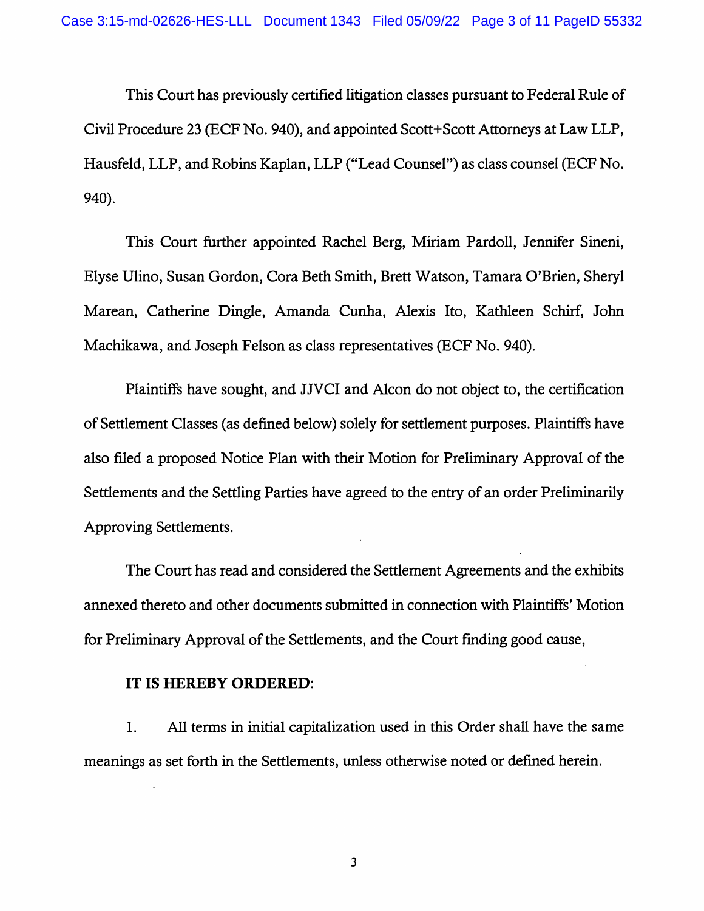This Court has previously certified litigation classes pursuant to Federal Rule of Civil Procedure 23 (ECF No. 940), and appointed Scott+Scott Attorneys at Law LLP, Hausfeld, LLP, and Robins Kaplan, LLP ("Lead Counsel") as class counsel (ECF No. 940).

This Court further appointed Rachel Berg, Miriam Pardoll, Jennifer Sineni, Elyse Ulino, Susan Gordon, Cora Beth Smith, Brett Watson, Tamara O'Brien, Sheryl Marean, Catherine Dingle, Amanda Cunha, Alexis Ito, Kathleen Schirf, John Machikawa, and Joseph Felson as class representatives (ECF No. 940).

Plaintiffs have sought, and JJVCI and Alcon do not object to, the certification of Settlement Classes (as defined below) solely for settlement purposes. Plaintiffs have also filed a proposed Notice Plan with their Motion for Preliminary Approval of the Settlements and the Settling Parties have agreed to the entry of an order Preliminarily Approving Settlements.

The Court has read and considered the Settlement Agreements and the exhibits annexed thereto and other documents submitted in connection with Plaintiffs' Motion for Preliminary Approval of the Settlements, and the Court finding good cause,

**IT IS HEREBY ORDERED**:

1. All terms in initial capitalization used in this Order shall have the same meanings as set forth in the Settlements, unless otherwise noted or defined herein.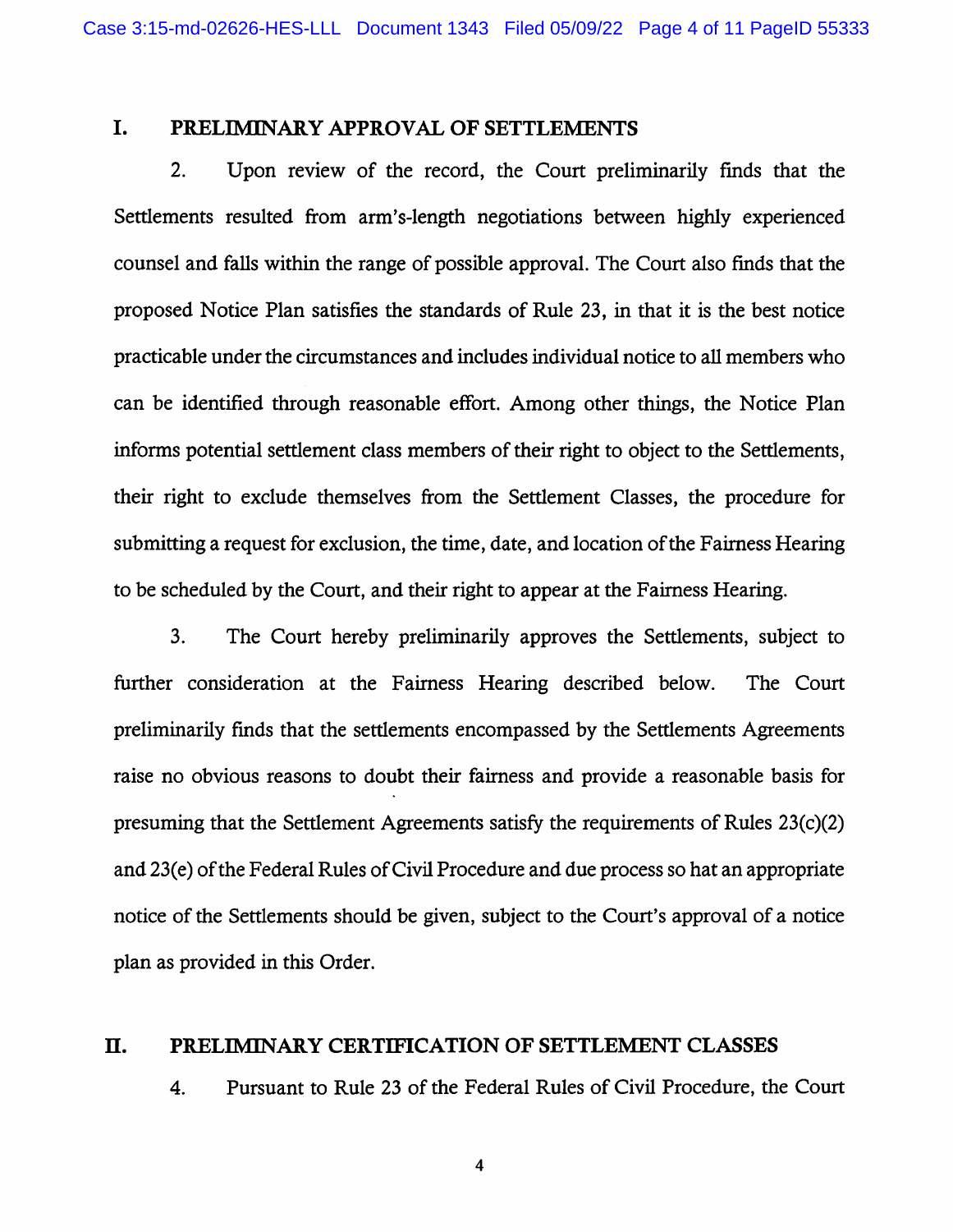## I. PRELIMINARY APPROVAL OF SETTLEMENTS

2. Upon review of the record, the Court preliminarily finds that the Settlements resulted from arm's-length negotiations between highly experienced counsel and falls within the range of possible approval. The Court also finds that the proposed Notice Plan satisfies the standards of Rule 23, in that it is the best notice practicable under the circumstances and includes individual notice to all members who can be identified through reasonable effort. Among other things, the Notice Plan informs potential settlement class members of their right to object to the Settlements, their right to exclude themselves from the Settlement Classes, the procedure for submitting a request for exclusion, the time, date, and location of the Fairness Hearing to be scheduled by the Court, and their right to appear at the Fairness Hearing.

3. The Court hereby preliminarily approves the Settlements, subject to further consideration at the Fairness Hearing described below. The Court preliminarily finds that the settlements encompassed by the Settlements Agreements raise no obvious reasons to doubt their fairness and provide a reasonable basis for presuming that the Settlement Agreements satisfy the requirements of Rules 23(c)(2) and 23(e) of the Federal Rules of Civil Procedure and due process so hat an appropriate notice of the Settlements should be given, subject to the Court's approval of a notice plan as provided in this Order.

## II. PRELIMINARY CERTIFICATION OF SETTLEMENT CLASSES

4. Pursuant to Rule 23 of the Federal Rules of Civil Procedure, the Court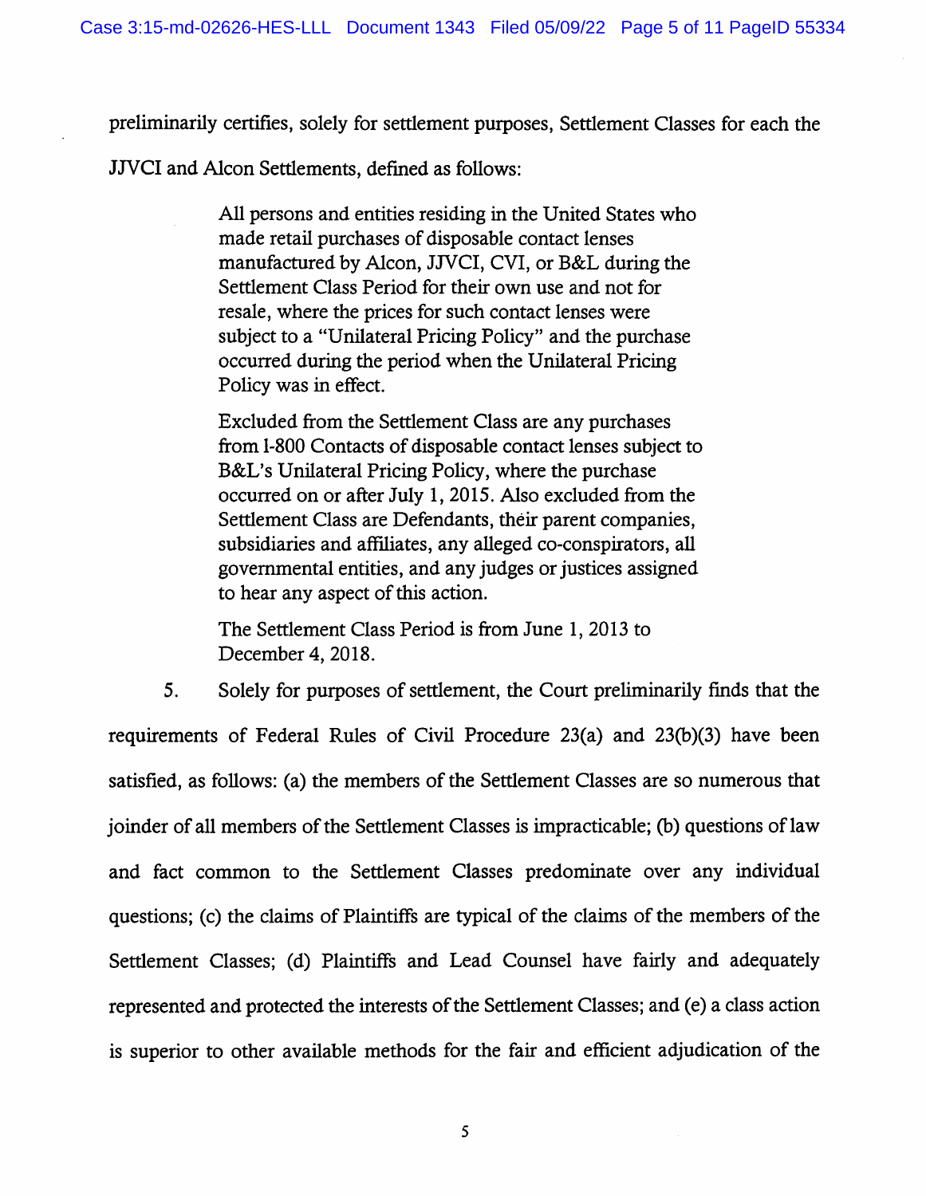preliminarily certifies, solely for settlement purposes, Settlement Classes for each the JJVCI and Alcon Settlements, defined as follows:

> All persons and entities residing in the United States who made retail purchases of disposable contact lenses manufactured by Alcon, JJVCI, CVI, or B&L during the Settlement Class Period for their own use and not for resale, where the prices for such contact lenses were subject to a "Unilateral Pricing Policy" and the purchase occurred during the period when the Unilateral Pricing Policy was in effect.
>
> Excluded from the Settlement Class are any purchases from 1-800 Contacts of disposable contact lenses subject to B&L's Unilateral Pricing Policy, where the purchase occurred on or after July 1, 2015. Also excluded from the Settlement Class are Defendants, their parent companies, subsidiaries and affiliates, any alleged co-conspirators, all governmental entities, and any judges or justices assigned to hear any aspect of this action.
>
> The Settlement Class Period is from June 1, 2013 to December 4, 2018.

5. Solely for purposes of settlement, the Court preliminarily finds that the requirements of Federal Rules of Civil Procedure 23(a) and 23(b)(3) have been satisfied, as follows: (a) the members of the Settlement Classes are so numerous that joinder of all members of the Settlement Classes is impracticable; (b) questions of law and fact common to the Settlement Classes predominate over any individual questions; (c) the claims of Plaintiffs are typical of the claims of the members of the Settlement Classes; (d) Plaintiffs and Lead Counsel have fairly and adequately represented and protected the interests of the Settlement Classes; and (e) a class action is superior to other available methods for the fair and efficient adjudication of the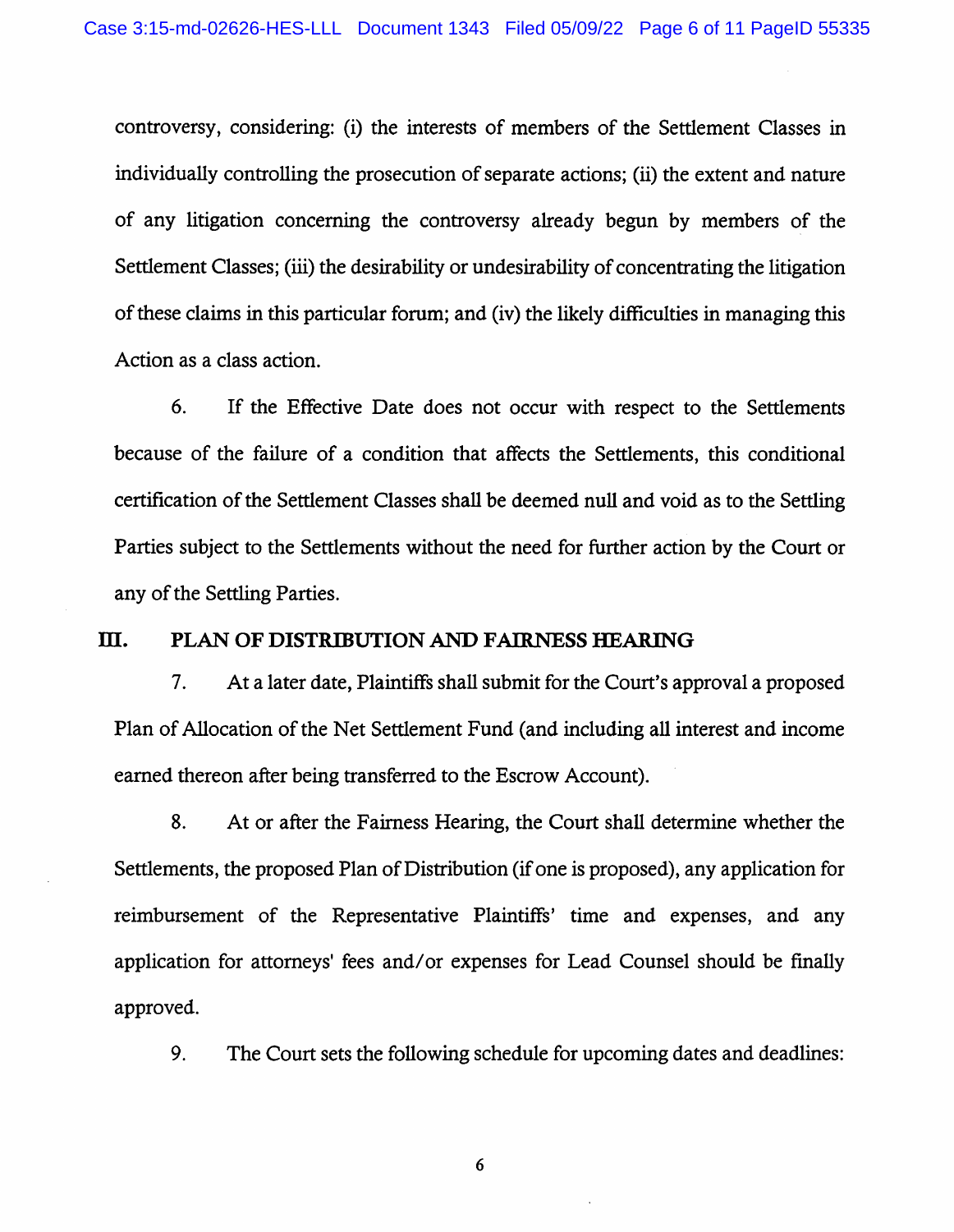controversy, considering: (i) the interests of members of the Settlement Classes in individually controlling the prosecution of separate actions; (ii) the extent and nature of any litigation concerning the controversy already begun by members of the Settlement Classes; (iii) the desirability or undesirability of concentrating the litigation of these claims in this particular forum; and (iv) the likely difficulties in managing this Action as a class action.

6. If the Effective Date does not occur with respect to the Settlements because of the failure of a condition that affects the Settlements, this conditional certification of the Settlement Classes shall be deemed null and void as to the Settling Parties subject to the Settlements without the need for further action by the Court or any of the Settling Parties.

## III. PLAN OF DISTRIBUTION AND FAIRNESS HEARING

7. At a later date, Plaintiffs shall submit for the Court's approval a proposed Plan of Allocation of the Net Settlement Fund (and including all interest and income earned thereon after being transferred to the Escrow Account).

8. At or after the Fairness Hearing, the Court shall determine whether the Settlements, the proposed Plan of Distribution (if one is proposed), any application for reimbursement of the Representative Plaintiffs' time and expenses, and any application for attorneys' fees and/or expenses for Lead Counsel should be finally approved.

9. The Court sets the following schedule for upcoming dates and deadlines: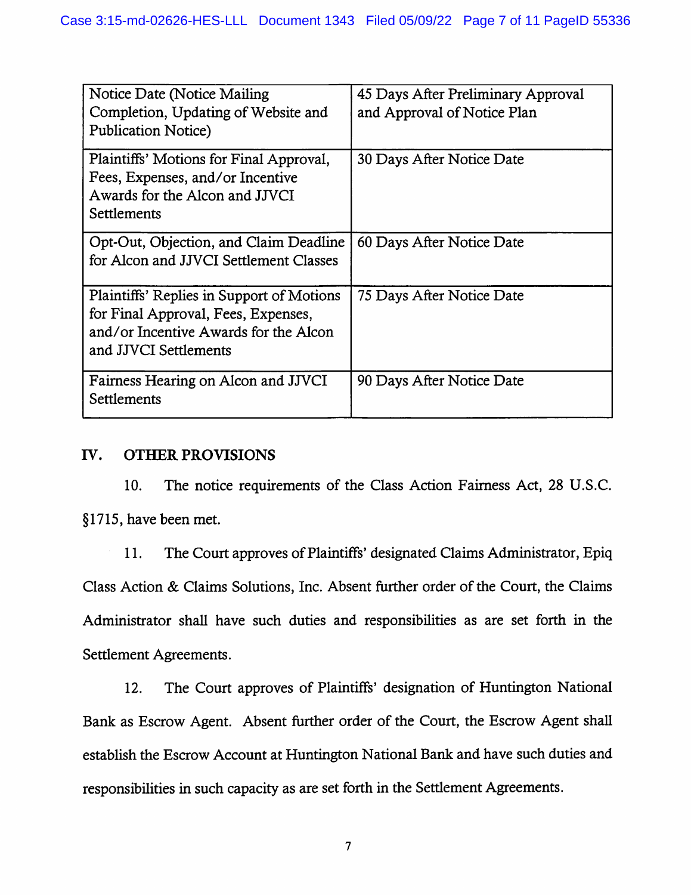| | |
|---|---|
| Notice Date (Notice Mailing Completion, Updating of Website and Publication Notice) | 45 Days After Preliminary Approval and Approval of Notice Plan |
| Plaintiffs' Motions for Final Approval, Fees, Expenses, and/or Incentive Awards for the Alcon and JJVCI Settlements | 30 Days After Notice Date |
| Opt-Out, Objection, and Claim Deadline for Alcon and JJVCI Settlement Classes | 60 Days After Notice Date |
| Plaintiffs' Replies in Support of Motions for Final Approval, Fees, Expenses, and/or Incentive Awards for the Alcon and JJVCI Settlements | 75 Days After Notice Date |
| Fairness Hearing on Alcon and JJVCI Settlements | 90 Days After Notice Date |

## IV. OTHER PROVISIONS

10. The notice requirements of the Class Action Fairness Act, 28 U.S.C. §1715, have been met.

11. The Court approves of Plaintiffs' designated Claims Administrator, Epiq Class Action & Claims Solutions, Inc. Absent further order of the Court, the Claims Administrator shall have such duties and responsibilities as are set forth in the Settlement Agreements.

12. The Court approves of Plaintiffs' designation of Huntington National Bank as Escrow Agent. Absent further order of the Court, the Escrow Agent shall establish the Escrow Account at Huntington National Bank and have such duties and responsibilities in such capacity as are set forth in the Settlement Agreements.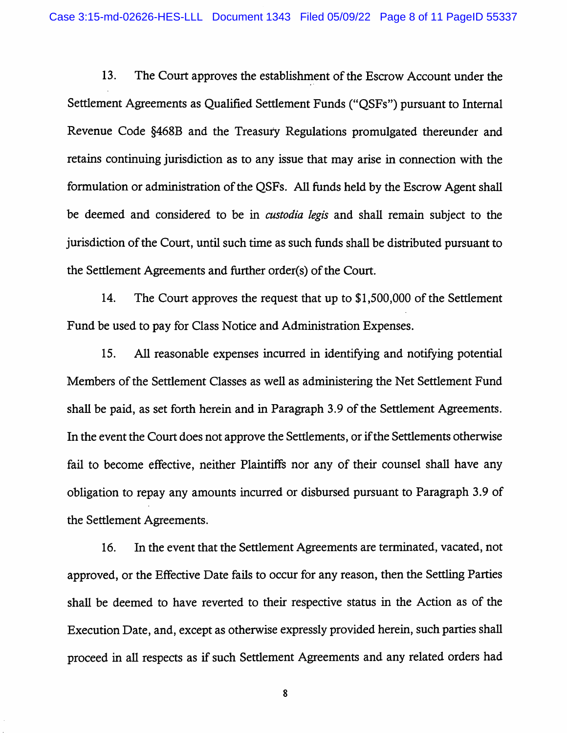13. The Court approves the establishment of the Escrow Account under the Settlement Agreements as Qualified Settlement Funds ("QSFs") pursuant to Internal Revenue Code §468B and the Treasury Regulations promulgated thereunder and retains continuing jurisdiction as to any issue that may arise in connection with the formulation or administration of the QSFs. All funds held by the Escrow Agent shall be deemed and considered to be in *custodia legis* and shall remain subject to the jurisdiction of the Court, until such time as such funds shall be distributed pursuant to the Settlement Agreements and further order(s) of the Court.

14. The Court approves the request that up to $1,500,000 of the Settlement Fund be used to pay for Class Notice and Administration Expenses.

15. All reasonable expenses incurred in identifying and notifying potential Members of the Settlement Classes as well as administering the Net Settlement Fund shall be paid, as set forth herein and in Paragraph 3.9 of the Settlement Agreements. In the event the Court does not approve the Settlements, or if the Settlements otherwise fail to become effective, neither Plaintiffs nor any of their counsel shall have any obligation to repay any amounts incurred or disbursed pursuant to Paragraph 3.9 of the Settlement Agreements.

16. In the event that the Settlement Agreements are terminated, vacated, not approved, or the Effective Date fails to occur for any reason, then the Settling Parties shall be deemed to have reverted to their respective status in the Action as of the Execution Date, and, except as otherwise expressly provided herein, such parties shall proceed in all respects as if such Settlement Agreements and any related orders had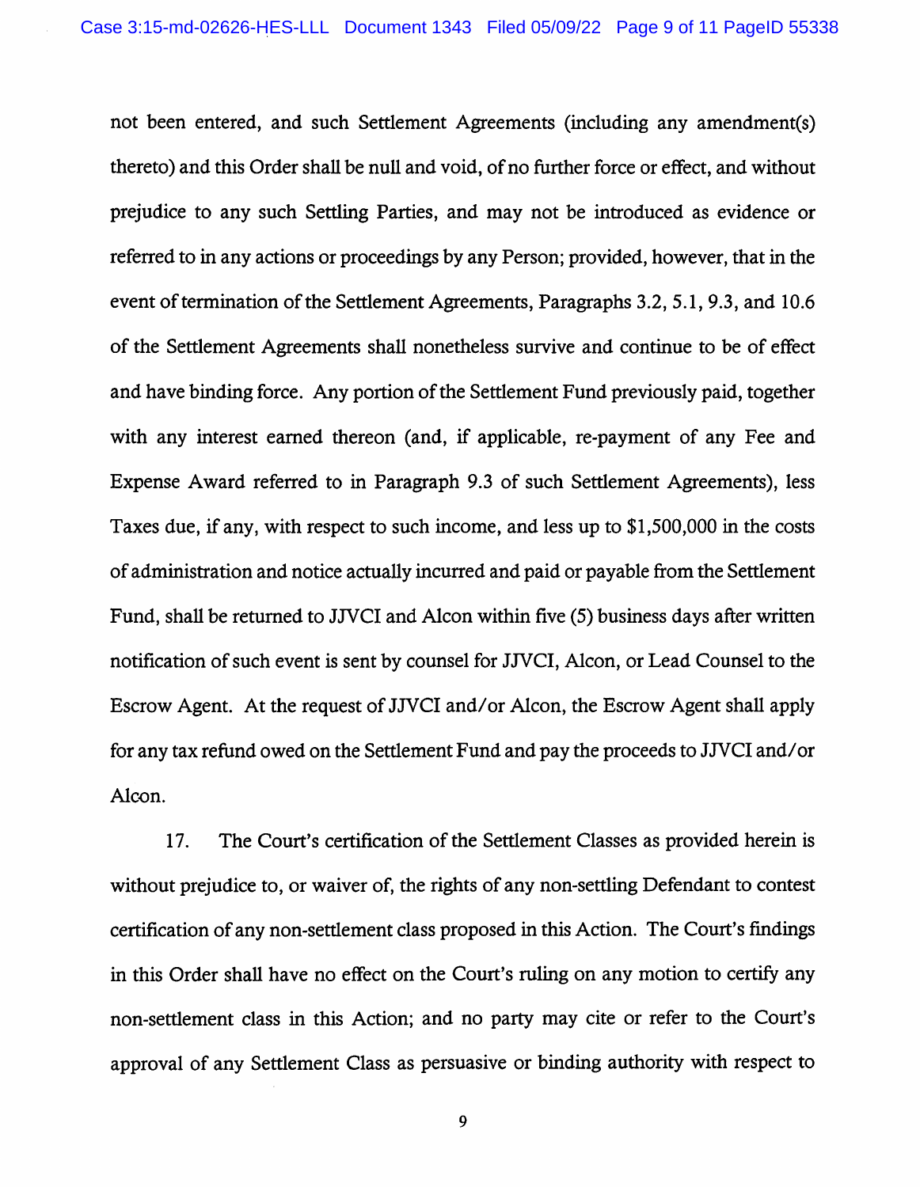not been entered, and such Settlement Agreements (including any amendment(s) thereto) and this Order shall be null and void, of no further force or effect, and without prejudice to any such Settling Parties, and may not be introduced as evidence or referred to in any actions or proceedings by any Person; provided, however, that in the event of termination of the Settlement Agreements, Paragraphs 3.2, 5.1, 9.3, and 10.6 of the Settlement Agreements shall nonetheless survive and continue to be of effect and have binding force. Any portion of the Settlement Fund previously paid, together with any interest earned thereon (and, if applicable, re-payment of any Fee and Expense Award referred to in Paragraph 9.3 of such Settlement Agreements), less Taxes due, if any, with respect to such income, and less up to $1,500,000 in the costs of administration and notice actually incurred and paid or payable from the Settlement Fund, shall be returned to JJVCI and Alcon within five (5) business days after written notification of such event is sent by counsel for JJVCI, Alcon, or Lead Counsel to the Escrow Agent. At the request of JJVCI and/or Alcon, the Escrow Agent shall apply for any tax refund owed on the Settlement Fund and pay the proceeds to JJVCI and/or Alcon.

17. The Court's certification of the Settlement Classes as provided herein is without prejudice to, or waiver of, the rights of any non-settling Defendant to contest certification of any non-settlement class proposed in this Action. The Court's findings in this Order shall have no effect on the Court's ruling on any motion to certify any non-settlement class in this Action; and no party may cite or refer to the Court's approval of any Settlement Class as persuasive or binding authority with respect to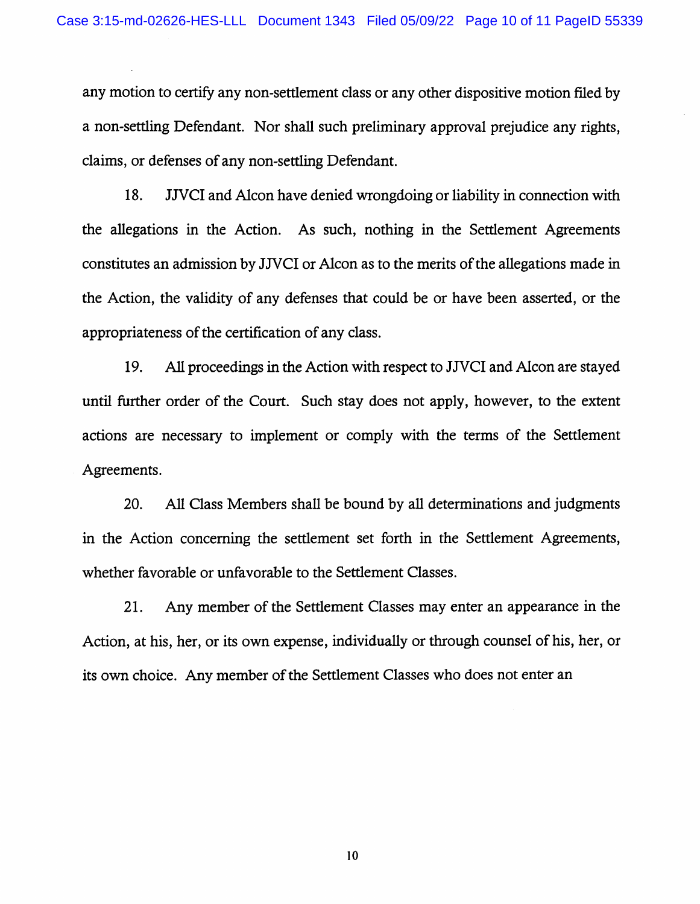any motion to certify any non-settlement class or any other dispositive motion filed by a non-settling Defendant. Nor shall such preliminary approval prejudice any rights, claims, or defenses of any non-settling Defendant.

18. JJVCI and Alcon have denied wrongdoing or liability in connection with the allegations in the Action. As such, nothing in the Settlement Agreements constitutes an admission by JJVCI or Alcon as to the merits of the allegations made in the Action, the validity of any defenses that could be or have been asserted, or the appropriateness of the certification of any class.

19. All proceedings in the Action with respect to JJVCI and Alcon are stayed until further order of the Court. Such stay does not apply, however, to the extent actions are necessary to implement or comply with the terms of the Settlement Agreements.

20. All Class Members shall be bound by all determinations and judgments in the Action concerning the settlement set forth in the Settlement Agreements, whether favorable or unfavorable to the Settlement Classes.

21. Any member of the Settlement Classes may enter an appearance in the Action, at his, her, or its own expense, individually or through counsel of his, her, or its own choice. Any member of the Settlement Classes who does not enter an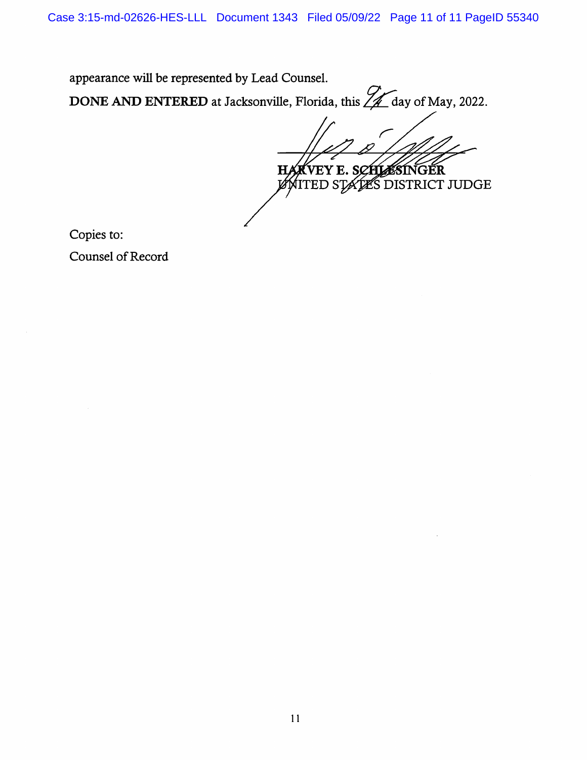appearance will be represented by Lead Counsel.

**DONE AND ENTERED** at Jacksonville, Florida, this 9th day of May, 2022.

**HARVEY E. SCHLESINGER**
UNITED STATES DISTRICT JUDGE

Copies to:

Counsel of Record